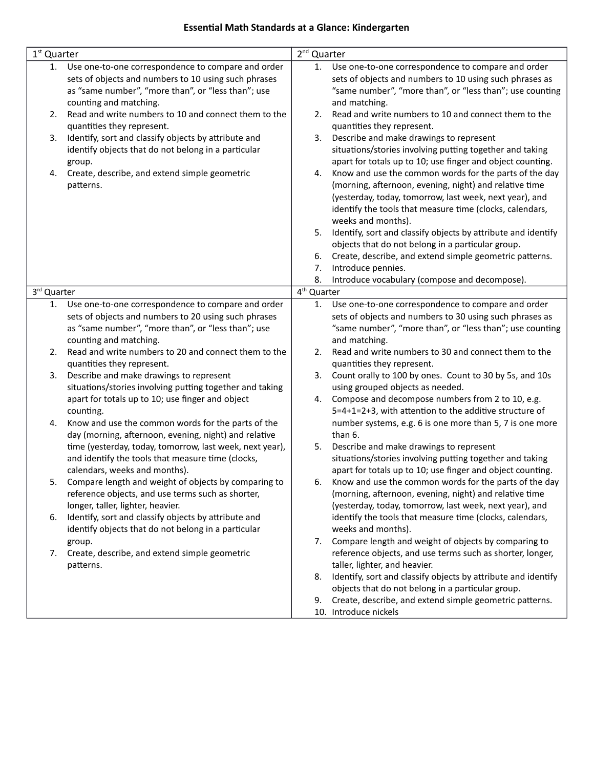# Essential Math Standards at a Glance: Kindergarten

| 1st Quarter | 2nd Quarter |
| --- | --- |
| 1. Use one-to-one correspondence to compare and order sets of objects and numbers to 10 using such phrases as "same number", "more than", or "less than"; use counting and matching.<br>2. Read and write numbers to 10 and connect them to the quantities they represent.<br>3. Identify, sort and classify objects by attribute and identify objects that do not belong in a particular group.<br>4. Create, describe, and extend simple geometric patterns. | 1. Use one-to-one correspondence to compare and order sets of objects and numbers to 10 using such phrases as "same number", "more than", or "less than"; use counting and matching.<br>2. Read and write numbers to 10 and connect them to the quantities they represent.<br>3. Describe and make drawings to represent situations/stories involving putting together and taking apart for totals up to 10; use finger and object counting.<br>4. Know and use the common words for the parts of the day (morning, afternoon, evening, night) and relative time (yesterday, today, tomorrow, last week, next year), and identify the tools that measure time (clocks, calendars, weeks and months).<br>5. Identify, sort and classify objects by attribute and identify objects that do not belong in a particular group.<br>6. Create, describe, and extend simple geometric patterns.<br>7. Introduce pennies.<br>8. Introduce vocabulary (compose and decompose). |
| **3rd Quarter** | **4th Quarter** |
| 1. Use one-to-one correspondence to compare and order sets of objects and numbers to 20 using such phrases as "same number", "more than", or "less than"; use counting and matching.<br>2. Read and write numbers to 20 and connect them to the quantities they represent.<br>3. Describe and make drawings to represent situations/stories involving putting together and taking apart for totals up to 10; use finger and object counting.<br>4. Know and use the common words for the parts of the day (morning, afternoon, evening, night) and relative time (yesterday, today, tomorrow, last week, next year), and identify the tools that measure time (clocks, calendars, weeks and months).<br>5. Compare length and weight of objects by comparing to reference objects, and use terms such as shorter, longer, taller, lighter, heavier.<br>6. Identify, sort and classify objects by attribute and identify objects that do not belong in a particular group.<br>7. Create, describe, and extend simple geometric patterns. | 1. Use one-to-one correspondence to compare and order sets of objects and numbers to 30 using such phrases as "same number", "more than", or "less than"; use counting and matching.<br>2. Read and write numbers to 30 and connect them to the quantities they represent.<br>3. Count orally to 100 by ones. Count to 30 by 5s, and 10s using grouped objects as needed.<br>4. Compose and decompose numbers from 2 to 10, e.g. 5=4+1=2+3, with attention to the additive structure of number systems, e.g. 6 is one more than 5, 7 is one more than 6.<br>5. Describe and make drawings to represent situations/stories involving putting together and taking apart for totals up to 10; use finger and object counting.<br>6. Know and use the common words for the parts of the day (morning, afternoon, evening, night) and relative time (yesterday, today, tomorrow, last week, next year), and identify the tools that measure time (clocks, calendars, weeks and months).<br>7. Compare length and weight of objects by comparing to reference objects, and use terms such as shorter, longer, taller, lighter, and heavier.<br>8. Identify, sort and classify objects by attribute and identify objects that do not belong in a particular group.<br>9. Create, describe, and extend simple geometric patterns.<br>10. Introduce nickels |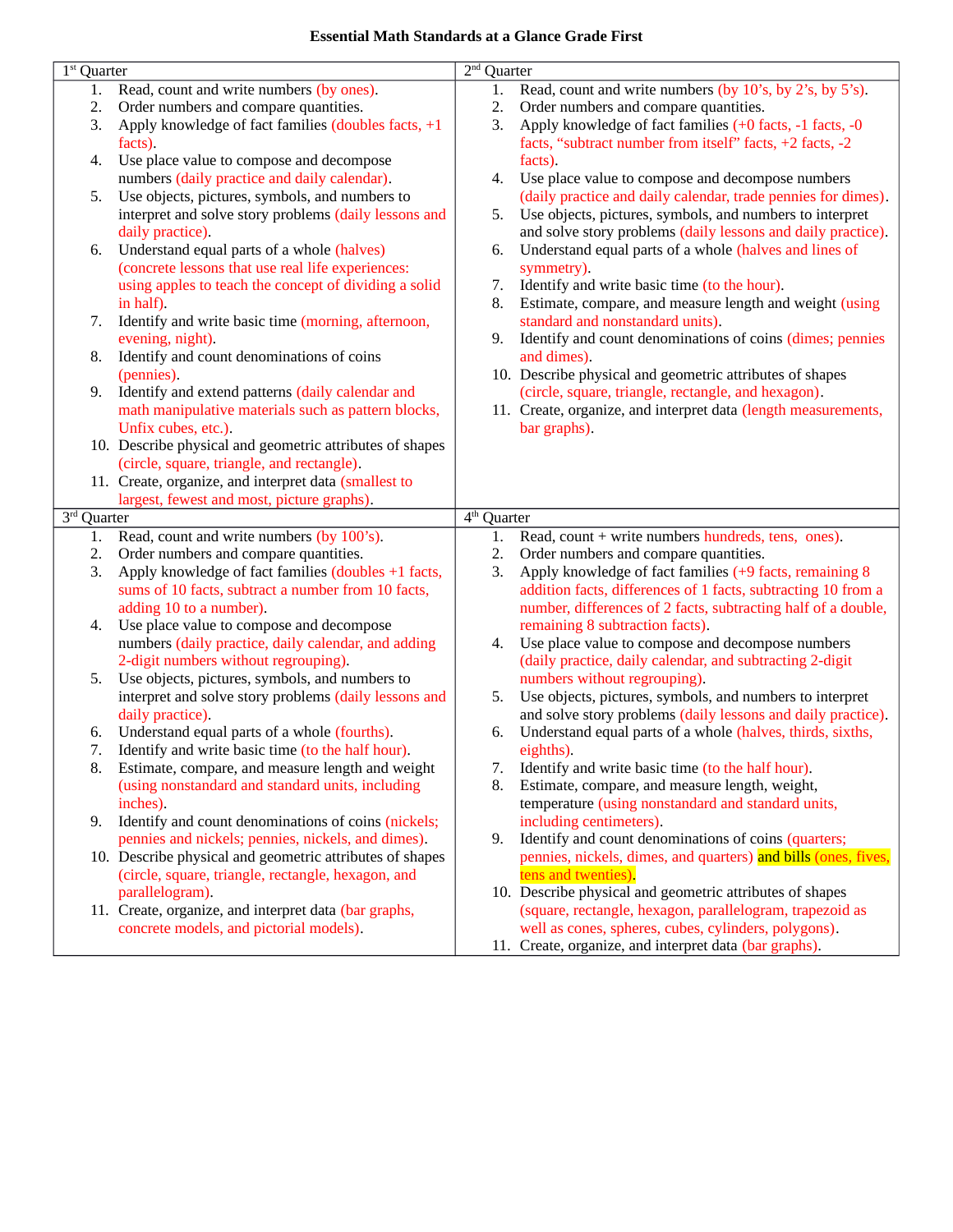# Essential Math Standards at a Glance Grade First

| 1st Quarter | 2nd Quarter |
|---|---|
| 1. Read, count and write numbers (by ones).<br>2. Order numbers and compare quantities.<br>3. Apply knowledge of fact families (doubles facts, +1 facts).<br>4. Use place value to compose and decompose numbers (daily practice and daily calendar).<br>5. Use objects, pictures, symbols, and numbers to interpret and solve story problems (daily lessons and daily practice).<br>6. Understand equal parts of a whole (halves) (concrete lessons that use real life experiences: using apples to teach the concept of dividing a solid in half).<br>7. Identify and write basic time (morning, afternoon, evening, night).<br>8. Identify and count denominations of coins (pennies).<br>9. Identify and extend patterns (daily calendar and math manipulative materials such as pattern blocks, Unfix cubes, etc.).<br>10. Describe physical and geometric attributes of shapes (circle, square, triangle, and rectangle).<br>11. Create, organize, and interpret data (smallest to largest, fewest and most, picture graphs). | 1. Read, count and write numbers (by 10's, by 2's, by 5's).<br>2. Order numbers and compare quantities.<br>3. Apply knowledge of fact families (+0 facts, -1 facts, -0 facts, "subtract number from itself" facts, +2 facts, -2 facts).<br>4. Use place value to compose and decompose numbers (daily practice and daily calendar, trade pennies for dimes).<br>5. Use objects, pictures, symbols, and numbers to interpret and solve story problems (daily lessons and daily practice).<br>6. Understand equal parts of a whole (halves and lines of symmetry).<br>7. Identify and write basic time (to the hour).<br>8. Estimate, compare, and measure length and weight (using standard and nonstandard units).<br>9. Identify and count denominations of coins (dimes; pennies and dimes).<br>10. Describe physical and geometric attributes of shapes (circle, square, triangle, rectangle, and hexagon).<br>11. Create, organize, and interpret data (length measurements, bar graphs). |
| **3rd Quarter** | **4th Quarter** |
| 1. Read, count and write numbers (by 100's).<br>2. Order numbers and compare quantities.<br>3. Apply knowledge of fact families (doubles +1 facts, sums of 10 facts, subtract a number from 10 facts, adding 10 to a number).<br>4. Use place value to compose and decompose numbers (daily practice, daily calendar, and adding 2-digit numbers without regrouping).<br>5. Use objects, pictures, symbols, and numbers to interpret and solve story problems (daily lessons and daily practice).<br>6. Understand equal parts of a whole (fourths).<br>7. Identify and write basic time (to the half hour).<br>8. Estimate, compare, and measure length and weight (using nonstandard and standard units, including inches).<br>9. Identify and count denominations of coins (nickels; pennies and nickels; pennies, nickels, and dimes).<br>10. Describe physical and geometric attributes of shapes (circle, square, triangle, rectangle, hexagon, and parallelogram).<br>11. Create, organize, and interpret data (bar graphs, concrete models, and pictorial models). | 1. Read, count + write numbers hundreds, tens, ones).<br>2. Order numbers and compare quantities.<br>3. Apply knowledge of fact families (+9 facts, remaining 8 addition facts, differences of 1 facts, subtracting 10 from a number, differences of 2 facts, subtracting half of a double, remaining 8 subtraction facts).<br>4. Use place value to compose and decompose numbers (daily practice, daily calendar, and subtracting 2-digit numbers without regrouping).<br>5. Use objects, pictures, symbols, and numbers to interpret and solve story problems (daily lessons and daily practice).<br>6. Understand equal parts of a whole (halves, thirds, sixths, eighths).<br>7. Identify and write basic time (to the half hour).<br>8. Estimate, compare, and measure length, weight, temperature (using nonstandard and standard units, including centimeters).<br>9. Identify and count denominations of coins (quarters; pennies, nickels, dimes, and quarters) and bills (ones, fives, tens and twenties).<br>10. Describe physical and geometric attributes of shapes (square, rectangle, hexagon, parallelogram, trapezoid as well as cones, spheres, cubes, cylinders, polygons).<br>11. Create, organize, and interpret data (bar graphs). |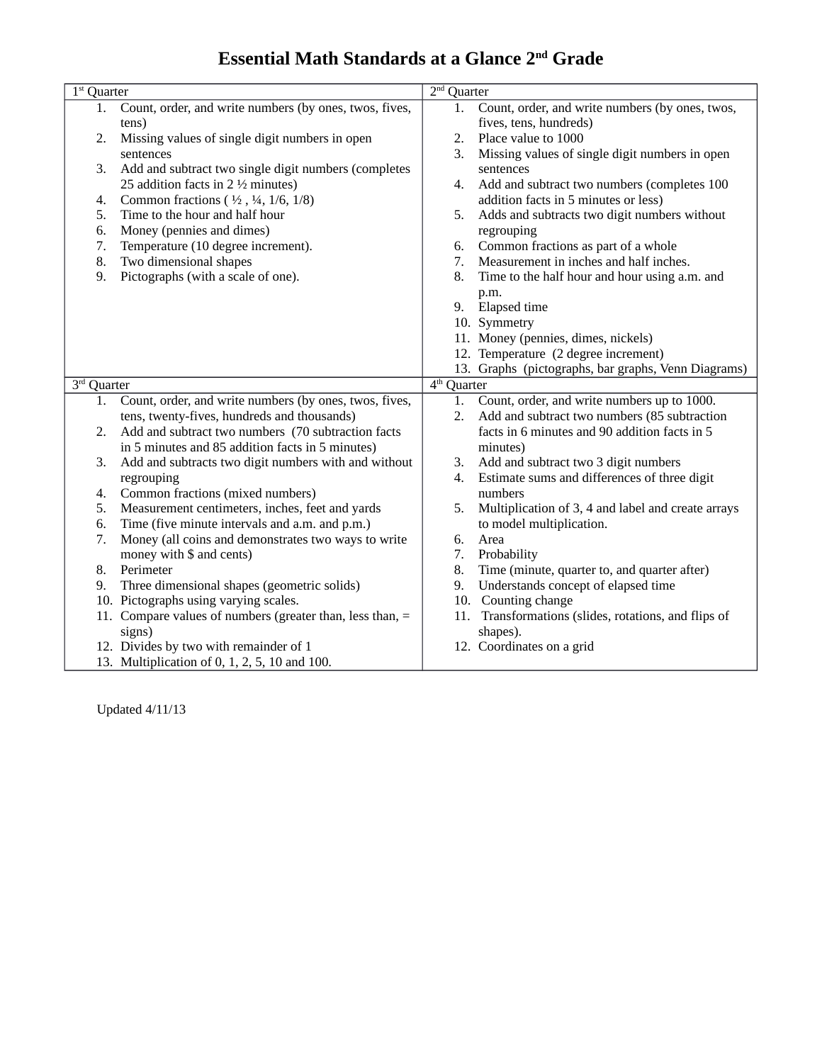# Essential Math Standards at a Glance 2nd Grade

| 1st Quarter | 2nd Quarter |
|---|---|
| 1. Count, order, and write numbers (by ones, twos, fives, tens)<br>2. Missing values of single digit numbers in open sentences<br>3. Add and subtract two single digit numbers (completes 25 addition facts in 2 ½ minutes)<br>4. Common fractions ( ½ , ¼, 1/6, 1/8)<br>5. Time to the hour and half hour<br>6. Money (pennies and dimes)<br>7. Temperature (10 degree increment).<br>8. Two dimensional shapes<br>9. Pictographs (with a scale of one). | 1. Count, order, and write numbers (by ones, twos, fives, tens, hundreds)<br>2. Place value to 1000<br>3. Missing values of single digit numbers in open sentences<br>4. Add and subtract two numbers (completes 100 addition facts in 5 minutes or less)<br>5. Adds and subtracts two digit numbers without regrouping<br>6. Common fractions as part of a whole<br>7. Measurement in inches and half inches.<br>8. Time to the half hour and hour using a.m. and p.m.<br>9. Elapsed time<br>10. Symmetry<br>11. Money (pennies, dimes, nickels)<br>12. Temperature (2 degree increment)<br>13. Graphs (pictographs, bar graphs, Venn Diagrams) |
| **3rd Quarter** | **4th Quarter** |
| 1. Count, order, and write numbers (by ones, twos, fives, tens, twenty-fives, hundreds and thousands)<br>2. Add and subtract two numbers (70 subtraction facts in 5 minutes and 85 addition facts in 5 minutes)<br>3. Add and subtracts two digit numbers with and without regrouping<br>4. Common fractions (mixed numbers)<br>5. Measurement centimeters, inches, feet and yards<br>6. Time (five minute intervals and a.m. and p.m.)<br>7. Money (all coins and demonstrates two ways to write money with $ and cents)<br>8. Perimeter<br>9. Three dimensional shapes (geometric solids)<br>10. Pictographs using varying scales.<br>11. Compare values of numbers (greater than, less than, = signs)<br>12. Divides by two with remainder of 1<br>13. Multiplication of 0, 1, 2, 5, 10 and 100. | 1. Count, order, and write numbers up to 1000.<br>2. Add and subtract two numbers (85 subtraction facts in 6 minutes and 90 addition facts in 5 minutes)<br>3. Add and subtract two 3 digit numbers<br>4. Estimate sums and differences of three digit numbers<br>5. Multiplication of 3, 4 and label and create arrays to model multiplication.<br>6. Area<br>7. Probability<br>8. Time (minute, quarter to, and quarter after)<br>9. Understands concept of elapsed time<br>10. Counting change<br>11. Transformations (slides, rotations, and flips of shapes).<br>12. Coordinates on a grid |

Updated 4/11/13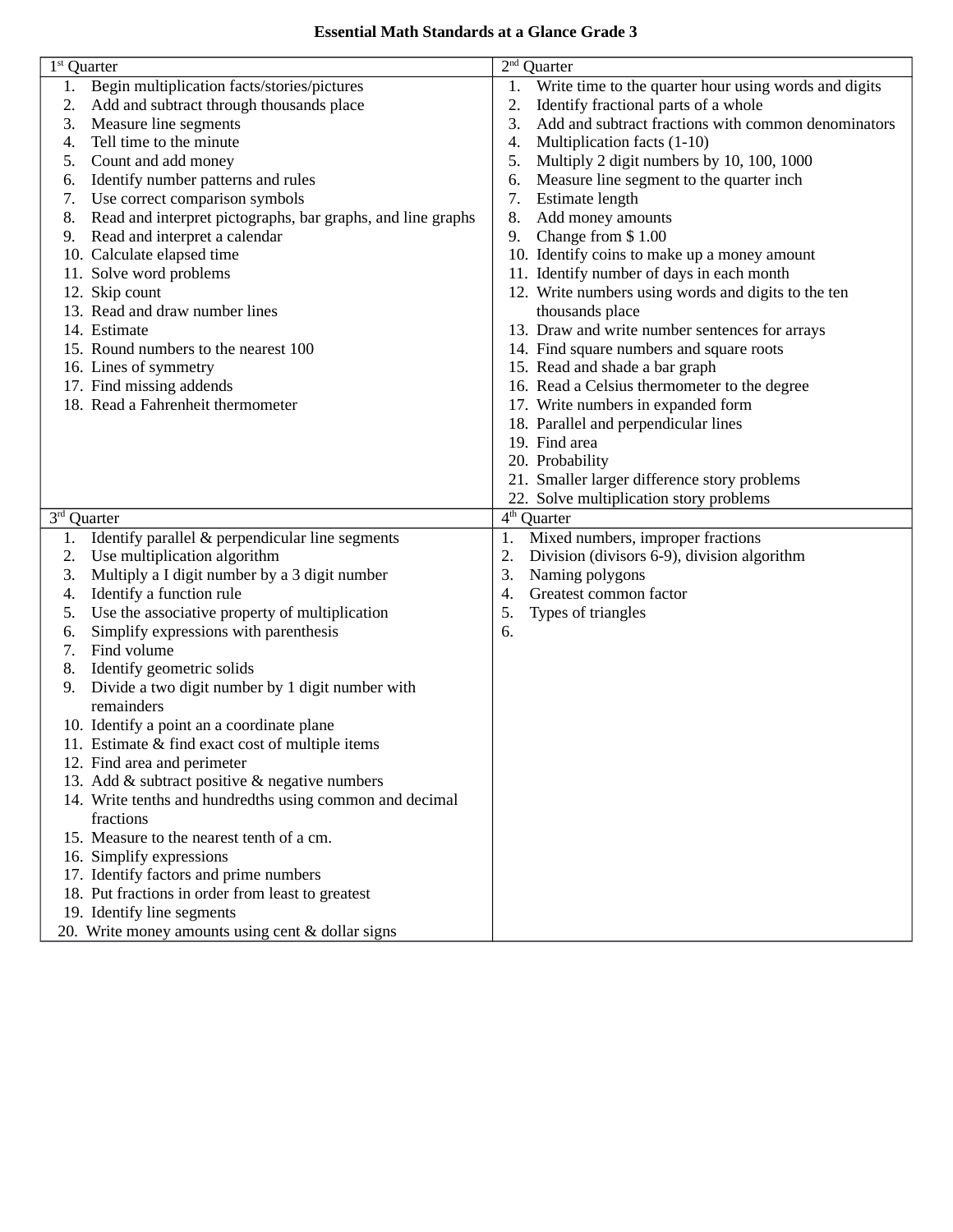# Essential Math Standards at a Glance Grade 3

| 1st Quarter | 2nd Quarter |
|---|---|
| 1. Begin multiplication facts/stories/pictures<br>2. Add and subtract through thousands place<br>3. Measure line segments<br>4. Tell time to the minute<br>5. Count and add money<br>6. Identify number patterns and rules<br>7. Use correct comparison symbols<br>8. Read and interpret pictographs, bar graphs, and line graphs<br>9. Read and interpret a calendar<br>10. Calculate elapsed time<br>11. Solve word problems<br>12. Skip count<br>13. Read and draw number lines<br>14. Estimate<br>15. Round numbers to the nearest 100<br>16. Lines of symmetry<br>17. Find missing addends<br>18. Read a Fahrenheit thermometer | 1. Write time to the quarter hour using words and digits<br>2. Identify fractional parts of a whole<br>3. Add and subtract fractions with common denominators<br>4. Multiplication facts (1-10)<br>5. Multiply 2 digit numbers by 10, 100, 1000<br>6. Measure line segment to the quarter inch<br>7. Estimate length<br>8. Add money amounts<br>9. Change from $ 1.00<br>10. Identify coins to make up a money amount<br>11. Identify number of days in each month<br>12. Write numbers using words and digits to the ten thousands place<br>13. Draw and write number sentences for arrays<br>14. Find square numbers and square roots<br>15. Read and shade a bar graph<br>16. Read a Celsius thermometer to the degree<br>17. Write numbers in expanded form<br>18. Parallel and perpendicular lines<br>19. Find area<br>20. Probability<br>21. Smaller larger difference story problems<br>22. Solve multiplication story problems |
| **3rd Quarter** | **4th Quarter** |
| 1. Identify parallel & perpendicular line segments<br>2. Use multiplication algorithm<br>3. Multiply a I digit number by a 3 digit number<br>4. Identify a function rule<br>5. Use the associative property of multiplication<br>6. Simplify expressions with parenthesis<br>7. Find volume<br>8. Identify geometric solids<br>9. Divide a two digit number by 1 digit number with remainders<br>10. Identify a point an a coordinate plane<br>11. Estimate & find exact cost of multiple items<br>12. Find area and perimeter<br>13. Add & subtract positive & negative numbers<br>14. Write tenths and hundredths using common and decimal fractions<br>15. Measure to the nearest tenth of a cm.<br>16. Simplify expressions<br>17. Identify factors and prime numbers<br>18. Put fractions in order from least to greatest<br>19. Identify line segments<br>20. Write money amounts using cent & dollar signs | 1. Mixed numbers, improper fractions<br>2. Division (divisors 6-9), division algorithm<br>3. Naming polygons<br>4. Greatest common factor<br>5. Types of triangles<br>6. |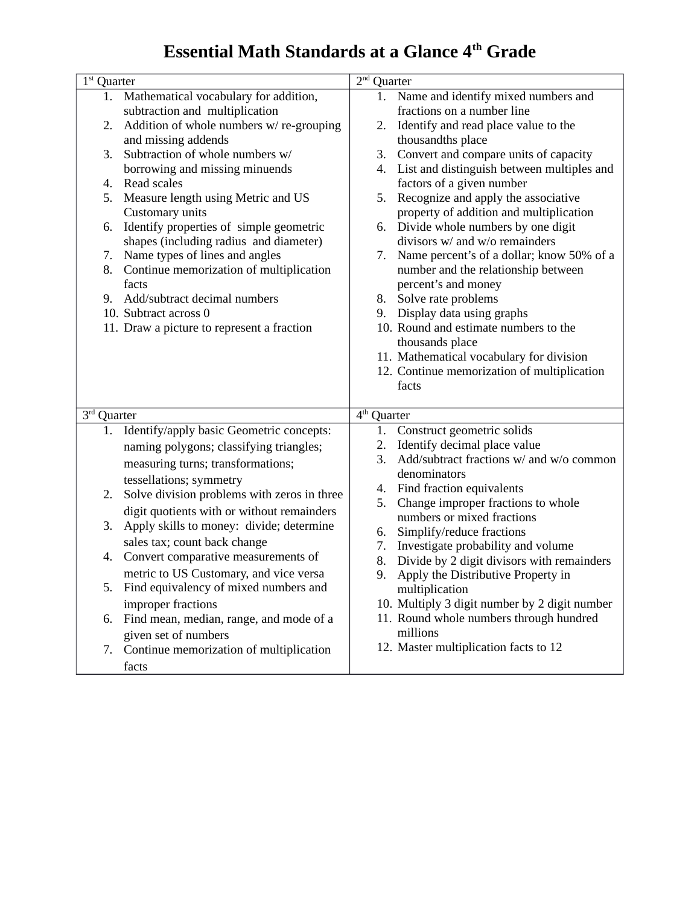# Essential Math Standards at a Glance 4th Grade

| 1st Quarter | 2nd Quarter |
|---|---|
| 1. Mathematical vocabulary for addition, subtraction and multiplication<br>2. Addition of whole numbers w/ re-grouping and missing addends<br>3. Subtraction of whole numbers w/ borrowing and missing minuends<br>4. Read scales<br>5. Measure length using Metric and US Customary units<br>6. Identify properties of simple geometric shapes (including radius and diameter)<br>7. Name types of lines and angles<br>8. Continue memorization of multiplication facts<br>9. Add/subtract decimal numbers<br>10. Subtract across 0<br>11. Draw a picture to represent a fraction | 1. Name and identify mixed numbers and fractions on a number line<br>2. Identify and read place value to the thousandths place<br>3. Convert and compare units of capacity<br>4. List and distinguish between multiples and factors of a given number<br>5. Recognize and apply the associative property of addition and multiplication<br>6. Divide whole numbers by one digit divisors w/ and w/o remainders<br>7. Name percent's of a dollar; know 50% of a number and the relationship between percent's and money<br>8. Solve rate problems<br>9. Display data using graphs<br>10. Round and estimate numbers to the thousands place<br>11. Mathematical vocabulary for division<br>12. Continue memorization of multiplication facts |
| **3rd Quarter** | **4th Quarter** |
| 1. Identify/apply basic Geometric concepts: naming polygons; classifying triangles; measuring turns; transformations; tessellations; symmetry<br>2. Solve division problems with zeros in three digit quotients with or without remainders<br>3. Apply skills to money: divide; determine sales tax; count back change<br>4. Convert comparative measurements of metric to US Customary, and vice versa<br>5. Find equivalency of mixed numbers and improper fractions<br>6. Find mean, median, range, and mode of a given set of numbers<br>7. Continue memorization of multiplication facts | 1. Construct geometric solids<br>2. Identify decimal place value<br>3. Add/subtract fractions w/ and w/o common denominators<br>4. Find fraction equivalents<br>5. Change improper fractions to whole numbers or mixed fractions<br>6. Simplify/reduce fractions<br>7. Investigate probability and volume<br>8. Divide by 2 digit divisors with remainders<br>9. Apply the Distributive Property in multiplication<br>10. Multiply 3 digit number by 2 digit number<br>11. Round whole numbers through hundred millions<br>12. Master multiplication facts to 12 |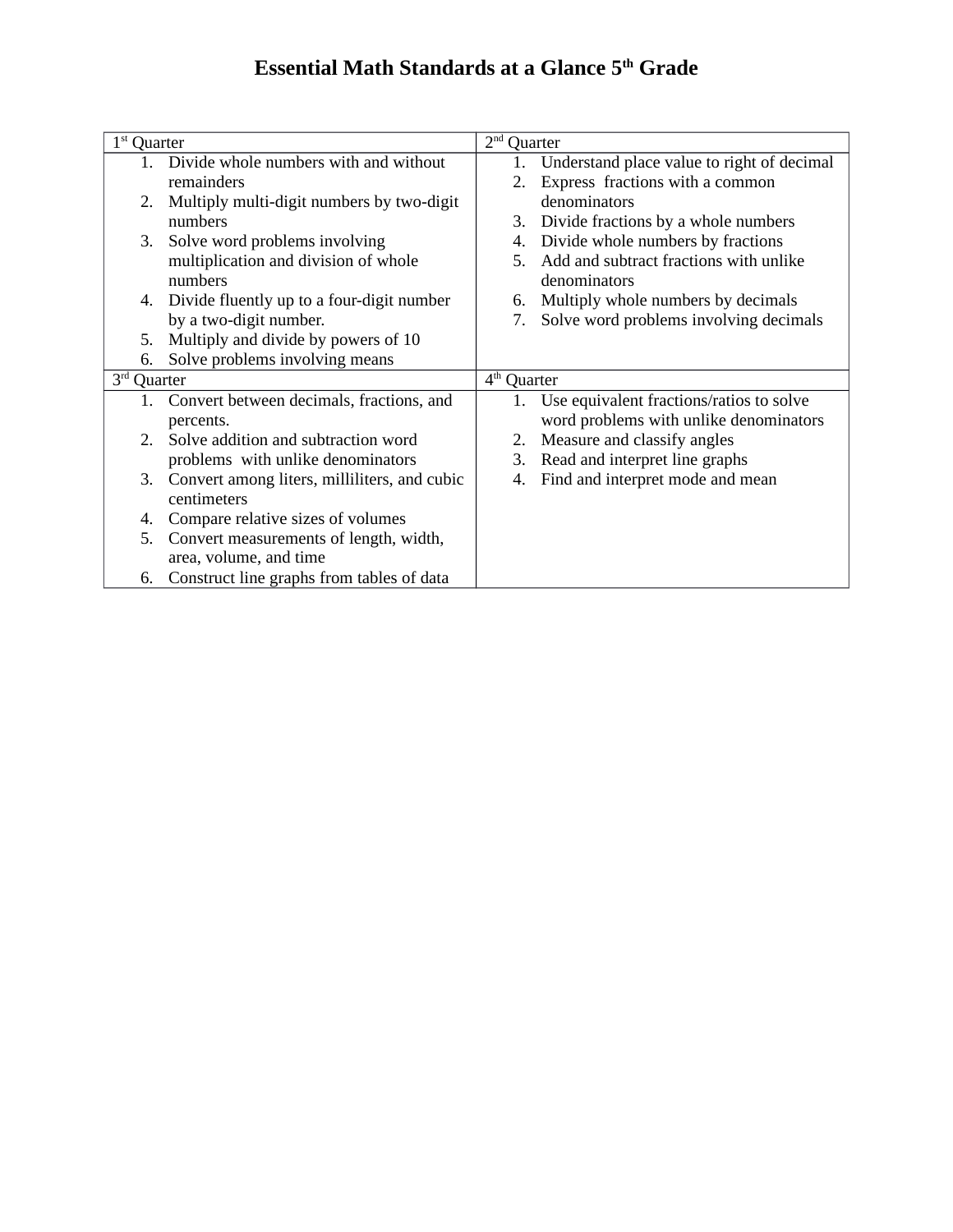# Essential Math Standards at a Glance 5th Grade

| 1st Quarter | 2nd Quarter |
|---|---|
| 1. Divide whole numbers with and without remainders<br>2. Multiply multi-digit numbers by two-digit numbers<br>3. Solve word problems involving multiplication and division of whole numbers<br>4. Divide fluently up to a four-digit number by a two-digit number.<br>5. Multiply and divide by powers of 10<br>6. Solve problems involving means | 1. Understand place value to right of decimal<br>2. Express fractions with a common denominators<br>3. Divide fractions by a whole numbers<br>4. Divide whole numbers by fractions<br>5. Add and subtract fractions with unlike denominators<br>6. Multiply whole numbers by decimals<br>7. Solve word problems involving decimals |
| **3rd Quarter** | **4th Quarter** |
| 1. Convert between decimals, fractions, and percents.<br>2. Solve addition and subtraction word problems with unlike denominators<br>3. Convert among liters, milliliters, and cubic centimeters<br>4. Compare relative sizes of volumes<br>5. Convert measurements of length, width, area, volume, and time<br>6. Construct line graphs from tables of data | 1. Use equivalent fractions/ratios to solve word problems with unlike denominators<br>2. Measure and classify angles<br>3. Read and interpret line graphs<br>4. Find and interpret mode and mean |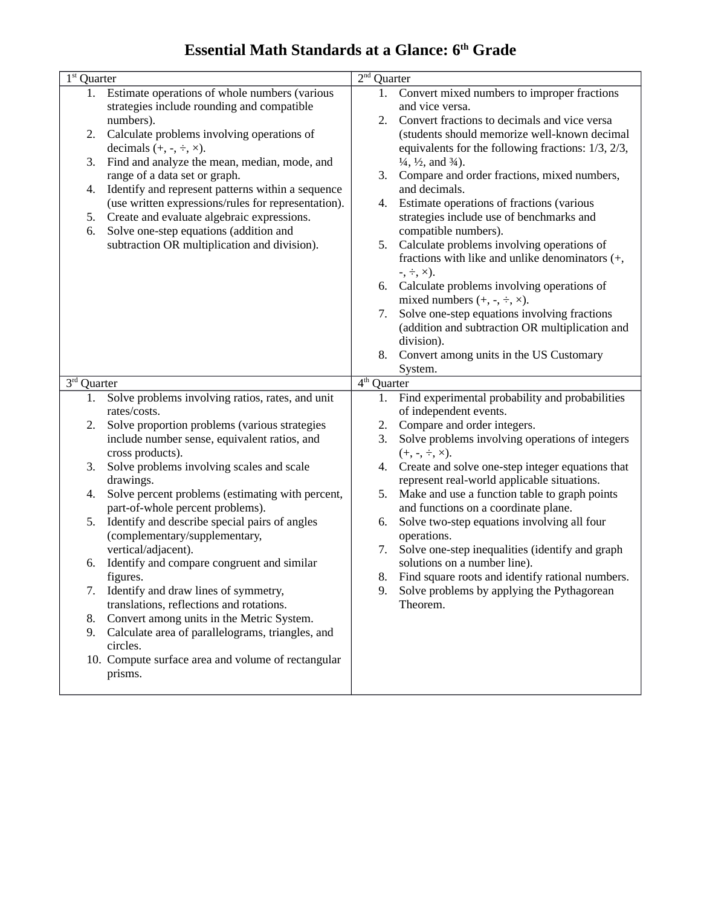# Essential Math Standards at a Glance: 6th Grade

| 1st Quarter | 2nd Quarter |
|---|---|
| 1. Estimate operations of whole numbers (various strategies include rounding and compatible numbers).<br>2. Calculate problems involving operations of decimals (+, -, ÷, ×).<br>3. Find and analyze the mean, median, mode, and range of a data set or graph.<br>4. Identify and represent patterns within a sequence (use written expressions/rules for representation).<br>5. Create and evaluate algebraic expressions.<br>6. Solve one-step equations (addition and subtraction OR multiplication and division). | 1. Convert mixed numbers to improper fractions and vice versa.<br>2. Convert fractions to decimals and vice versa (students should memorize well-known decimal equivalents for the following fractions: 1/3, 2/3, ¼, ½, and ¾).<br>3. Compare and order fractions, mixed numbers, and decimals.<br>4. Estimate operations of fractions (various strategies include use of benchmarks and compatible numbers).<br>5. Calculate problems involving operations of fractions with like and unlike denominators (+, -, ÷, ×).<br>6. Calculate problems involving operations of mixed numbers (+, -, ÷, ×).<br>7. Solve one-step equations involving fractions (addition and subtraction OR multiplication and division).<br>8. Convert among units in the US Customary System. |
| **3rd Quarter** | **4th Quarter** |
| 1. Solve problems involving ratios, rates, and unit rates/costs.<br>2. Solve proportion problems (various strategies include number sense, equivalent ratios, and cross products).<br>3. Solve problems involving scales and scale drawings.<br>4. Solve percent problems (estimating with percent, part-of-whole percent problems).<br>5. Identify and describe special pairs of angles (complementary/supplementary, vertical/adjacent).<br>6. Identify and compare congruent and similar figures.<br>7. Identify and draw lines of symmetry, translations, reflections and rotations.<br>8. Convert among units in the Metric System.<br>9. Calculate area of parallelograms, triangles, and circles.<br>10. Compute surface area and volume of rectangular prisms. | 1. Find experimental probability and probabilities of independent events.<br>2. Compare and order integers.<br>3. Solve problems involving operations of integers (+, -, ÷, ×).<br>4. Create and solve one-step integer equations that represent real-world applicable situations.<br>5. Make and use a function table to graph points and functions on a coordinate plane.<br>6. Solve two-step equations involving all four operations.<br>7. Solve one-step inequalities (identify and graph solutions on a number line).<br>8. Find square roots and identify rational numbers.<br>9. Solve problems by applying the Pythagorean Theorem. |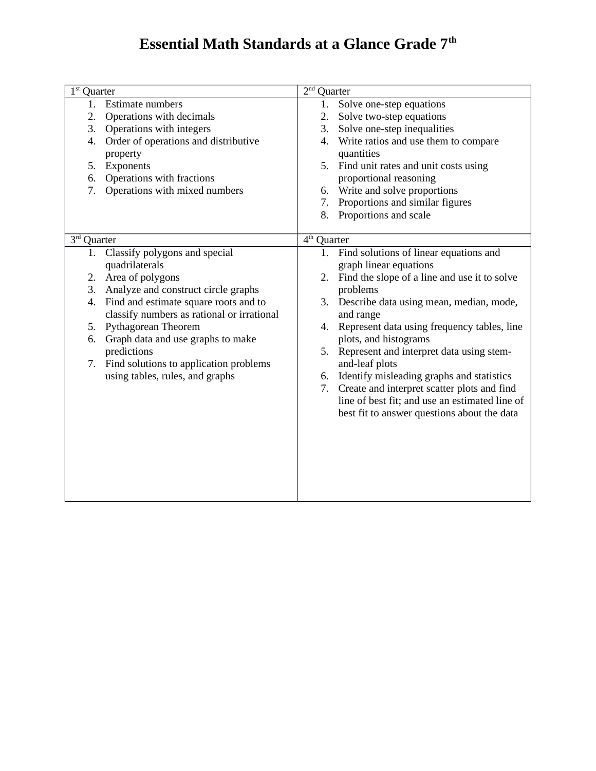# Essential Math Standards at a Glance Grade 7th

| 1st Quarter | 2nd Quarter |
| --- | --- |
| 1. Estimate numbers<br>2. Operations with decimals<br>3. Operations with integers<br>4. Order of operations and distributive property<br>5. Exponents<br>6. Operations with fractions<br>7. Operations with mixed numbers | 1. Solve one-step equations<br>2. Solve two-step equations<br>3. Solve one-step inequalities<br>4. Write ratios and use them to compare quantities<br>5. Find unit rates and unit costs using proportional reasoning<br>6. Write and solve proportions<br>7. Proportions and similar figures<br>8. Proportions and scale |
| **3rd Quarter** | **4th Quarter** |
| 1. Classify polygons and special quadrilaterals<br>2. Area of polygons<br>3. Analyze and construct circle graphs<br>4. Find and estimate square roots and to classify numbers as rational or irrational<br>5. Pythagorean Theorem<br>6. Graph data and use graphs to make predictions<br>7. Find solutions to application problems using tables, rules, and graphs | 1. Find solutions of linear equations and graph linear equations<br>2. Find the slope of a line and use it to solve problems<br>3. Describe data using mean, median, mode, and range<br>4. Represent data using frequency tables, line plots, and histograms<br>5. Represent and interpret data using stem-and-leaf plots<br>6. Identify misleading graphs and statistics<br>7. Create and interpret scatter plots and find line of best fit; and use an estimated line of best fit to answer questions about the data |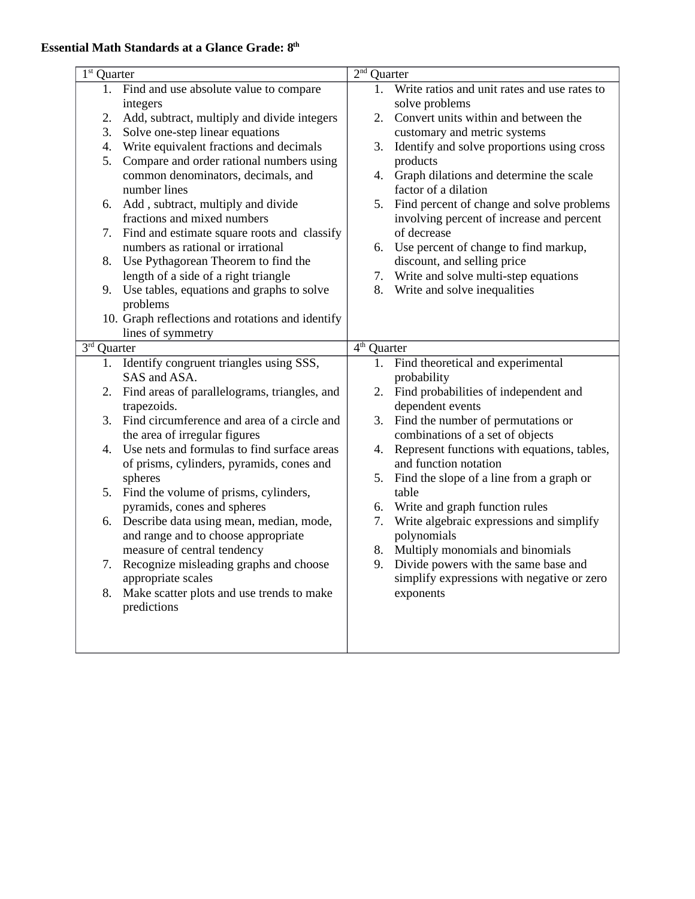**Essential Math Standards at a Glance Grade: 8th**

| 1st Quarter | 2nd Quarter |
| --- | --- |
| 1. Find and use absolute value to compare integers<br>2. Add, subtract, multiply and divide integers<br>3. Solve one-step linear equations<br>4. Write equivalent fractions and decimals<br>5. Compare and order rational numbers using common denominators, decimals, and number lines<br>6. Add , subtract, multiply and divide fractions and mixed numbers<br>7. Find and estimate square roots and classify numbers as rational or irrational<br>8. Use Pythagorean Theorem to find the length of a side of a right triangle<br>9. Use tables, equations and graphs to solve problems<br>10. Graph reflections and rotations and identify lines of symmetry | 1. Write ratios and unit rates and use rates to solve problems<br>2. Convert units within and between the customary and metric systems<br>3. Identify and solve proportions using cross products<br>4. Graph dilations and determine the scale factor of a dilation<br>5. Find percent of change and solve problems involving percent of increase and percent of decrease<br>6. Use percent of change to find markup, discount, and selling price<br>7. Write and solve multi-step equations<br>8. Write and solve inequalities |
| **3rd Quarter** | **4th Quarter** |
| 1. Identify congruent triangles using SSS, SAS and ASA.<br>2. Find areas of parallelograms, triangles, and trapezoids.<br>3. Find circumference and area of a circle and the area of irregular figures<br>4. Use nets and formulas to find surface areas of prisms, cylinders, pyramids, cones and spheres<br>5. Find the volume of prisms, cylinders, pyramids, cones and spheres<br>6. Describe data using mean, median, mode, and range and to choose appropriate measure of central tendency<br>7. Recognize misleading graphs and choose appropriate scales<br>8. Make scatter plots and use trends to make predictions | 1. Find theoretical and experimental probability<br>2. Find probabilities of independent and dependent events<br>3. Find the number of permutations or combinations of a set of objects<br>4. Represent functions with equations, tables, and function notation<br>5. Find the slope of a line from a graph or table<br>6. Write and graph function rules<br>7. Write algebraic expressions and simplify polynomials<br>8. Multiply monomials and binomials<br>9. Divide powers with the same base and simplify expressions with negative or zero exponents |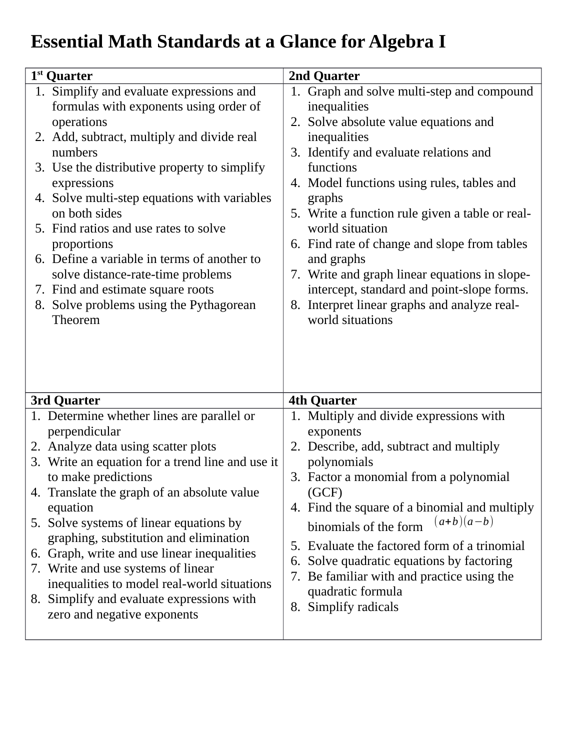# Essential Math Standards at a Glance for Algebra I

| 1st Quarter | 2nd Quarter |
| --- | --- |
| 1. Simplify and evaluate expressions and formulas with exponents using order of operations<br>2. Add, subtract, multiply and divide real numbers<br>3. Use the distributive property to simplify expressions<br>4. Solve multi-step equations with variables on both sides<br>5. Find ratios and use rates to solve proportions<br>6. Define a variable in terms of another to solve distance-rate-time problems<br>7. Find and estimate square roots<br>8. Solve problems using the Pythagorean Theorem | 1. Graph and solve multi-step and compound inequalities<br>2. Solve absolute value equations and inequalities<br>3. Identify and evaluate relations and functions<br>4. Model functions using rules, tables and graphs<br>5. Write a function rule given a table or real-world situation<br>6. Find rate of change and slope from tables and graphs<br>7. Write and graph linear equations in slope-intercept, standard and point-slope forms.<br>8. Interpret linear graphs and analyze real-world situations |
| **3rd Quarter** | **4th Quarter** |
| 1. Determine whether lines are parallel or perpendicular<br>2. Analyze data using scatter plots<br>3. Write an equation for a trend line and use it to make predictions<br>4. Translate the graph of an absolute value equation<br>5. Solve systems of linear equations by graphing, substitution and elimination<br>6. Graph, write and use linear inequalities<br>7. Write and use systems of linear inequalities to model real-world situations<br>8. Simplify and evaluate expressions with zero and negative exponents | 1. Multiply and divide expressions with exponents<br>2. Describe, add, subtract and multiply polynomials<br>3. Factor a monomial from a polynomial (GCF)<br>4. Find the square of a binomial and multiply binomials of the form $(a+b)(a-b)$<br>5. Evaluate the factored form of a trinomial<br>6. Solve quadratic equations by factoring<br>7. Be familiar with and practice using the quadratic formula<br>8. Simplify radicals |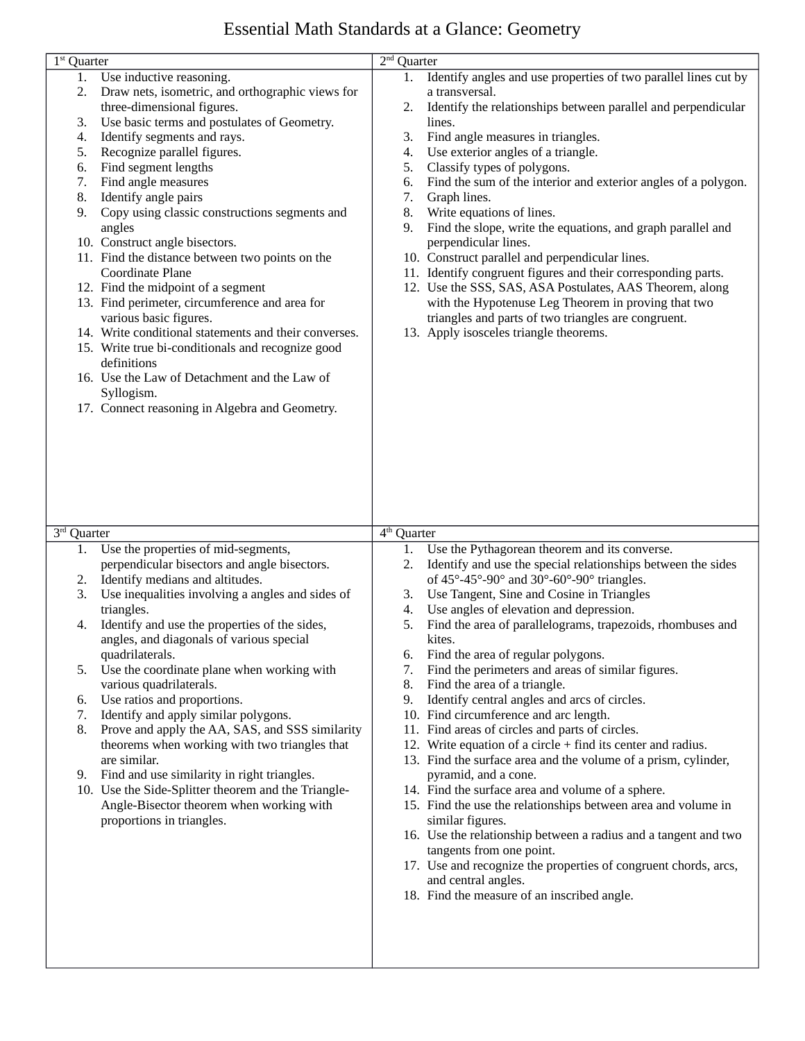# Essential Math Standards at a Glance: Geometry

## 1st Quarter

1. Use inductive reasoning.
2. Draw nets, isometric, and orthographic views for three-dimensional figures.
3. Use basic terms and postulates of Geometry.
4. Identify segments and rays.
5. Recognize parallel figures.
6. Find segment lengths
7. Find angle measures
8. Identify angle pairs
9. Copy using classic constructions segments and angles
10. Construct angle bisectors.
11. Find the distance between two points on the Coordinate Plane
12. Find the midpoint of a segment
13. Find perimeter, circumference and area for various basic figures.
14. Write conditional statements and their converses.
15. Write true bi-conditionals and recognize good definitions
16. Use the Law of Detachment and the Law of Syllogism.
17. Connect reasoning in Algebra and Geometry.

## 2nd Quarter

1. Identify angles and use properties of two parallel lines cut by a transversal.
2. Identify the relationships between parallel and perpendicular lines.
3. Find angle measures in triangles.
4. Use exterior angles of a triangle.
5. Classify types of polygons.
6. Find the sum of the interior and exterior angles of a polygon.
7. Graph lines.
8. Write equations of lines.
9. Find the slope, write the equations, and graph parallel and perpendicular lines.
10. Construct parallel and perpendicular lines.
11. Identify congruent figures and their corresponding parts.
12. Use the SSS, SAS, ASA Postulates, AAS Theorem, along with the Hypotenuse Leg Theorem in proving that two triangles and parts of two triangles are congruent.
13. Apply isosceles triangle theorems.

## 3rd Quarter

1. Use the properties of mid-segments, perpendicular bisectors and angle bisectors.
2. Identify medians and altitudes.
3. Use inequalities involving a angles and sides of triangles.
4. Identify and use the properties of the sides, angles, and diagonals of various special quadrilaterals.
5. Use the coordinate plane when working with various quadrilaterals.
6. Use ratios and proportions.
7. Identify and apply similar polygons.
8. Prove and apply the AA, SAS, and SSS similarity theorems when working with two triangles that are similar.
9. Find and use similarity in right triangles.
10. Use the Side-Splitter theorem and the Triangle-Angle-Bisector theorem when working with proportions in triangles.

## 4th Quarter

1. Use the Pythagorean theorem and its converse.
2. Identify and use the special relationships between the sides of 45°-45°-90° and 30°-60°-90° triangles.
3. Use Tangent, Sine and Cosine in Triangles
4. Use angles of elevation and depression.
5. Find the area of parallelograms, trapezoids, rhombuses and kites.
6. Find the area of regular polygons.
7. Find the perimeters and areas of similar figures.
8. Find the area of a triangle.
9. Identify central angles and arcs of circles.
10. Find circumference and arc length.
11. Find areas of circles and parts of circles.
12. Write equation of a circle + find its center and radius.
13. Find the surface area and the volume of a prism, cylinder, pyramid, and a cone.
14. Find the surface area and volume of a sphere.
15. Find the use the relationships between area and volume in similar figures.
16. Use the relationship between a radius and a tangent and two tangents from one point.
17. Use and recognize the properties of congruent chords, arcs, and central angles.
18. Find the measure of an inscribed angle.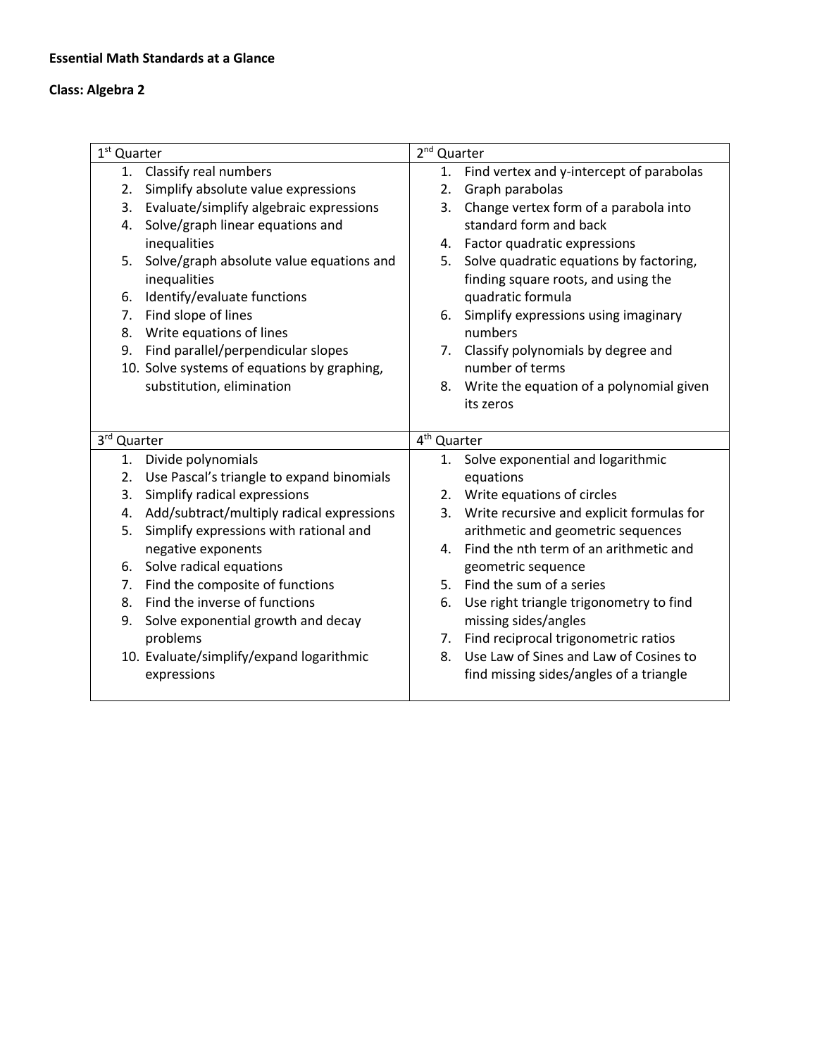**Essential Math Standards at a Glance**

**Class: Algebra 2**

| 1st Quarter | 2nd Quarter |
| --- | --- |
| 1. Classify real numbers<br>2. Simplify absolute value expressions<br>3. Evaluate/simplify algebraic expressions<br>4. Solve/graph linear equations and inequalities<br>5. Solve/graph absolute value equations and inequalities<br>6. Identify/evaluate functions<br>7. Find slope of lines<br>8. Write equations of lines<br>9. Find parallel/perpendicular slopes<br>10. Solve systems of equations by graphing, substitution, elimination | 1. Find vertex and y-intercept of parabolas<br>2. Graph parabolas<br>3. Change vertex form of a parabola into standard form and back<br>4. Factor quadratic expressions<br>5. Solve quadratic equations by factoring, finding square roots, and using the quadratic formula<br>6. Simplify expressions using imaginary numbers<br>7. Classify polynomials by degree and number of terms<br>8. Write the equation of a polynomial given its zeros |
| **3rd Quarter** | **4th Quarter** |
| 1. Divide polynomials<br>2. Use Pascal's triangle to expand binomials<br>3. Simplify radical expressions<br>4. Add/subtract/multiply radical expressions<br>5. Simplify expressions with rational and negative exponents<br>6. Solve radical equations<br>7. Find the composite of functions<br>8. Find the inverse of functions<br>9. Solve exponential growth and decay problems<br>10. Evaluate/simplify/expand logarithmic expressions | 1. Solve exponential and logarithmic equations<br>2. Write equations of circles<br>3. Write recursive and explicit formulas for arithmetic and geometric sequences<br>4. Find the nth term of an arithmetic and geometric sequence<br>5. Find the sum of a series<br>6. Use right triangle trigonometry to find missing sides/angles<br>7. Find reciprocal trigonometric ratios<br>8. Use Law of Sines and Law of Cosines to find missing sides/angles of a triangle |